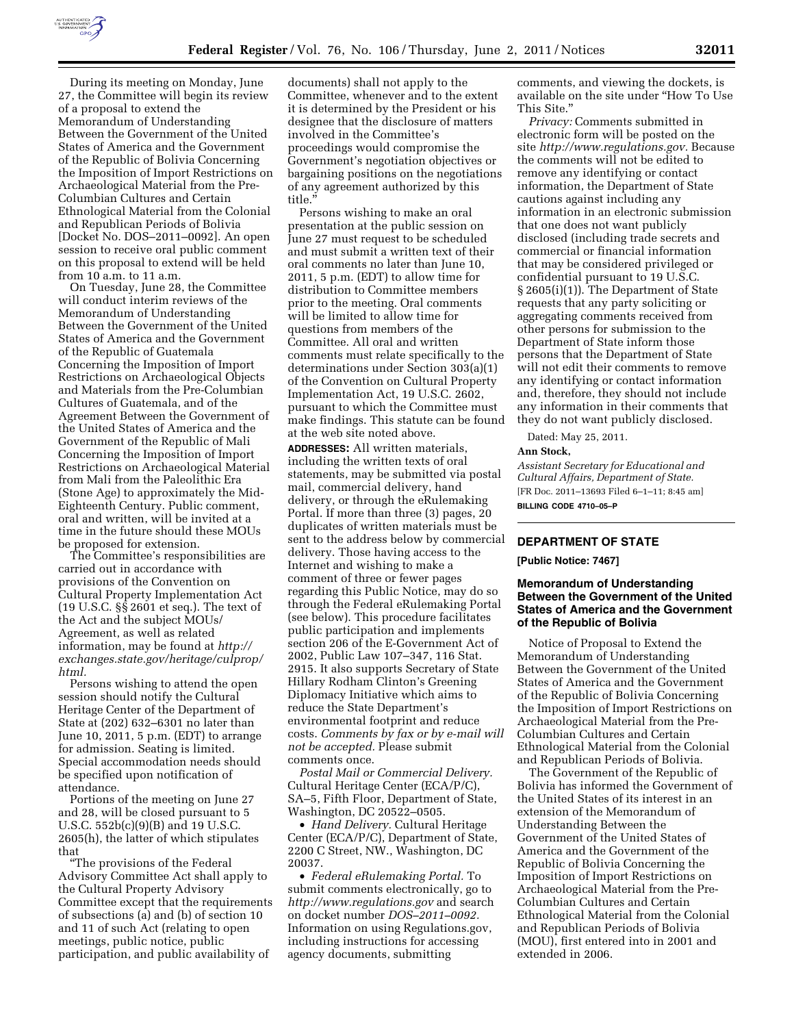During its meeting on Monday, June 27, the Committee will begin its review of a proposal to extend the Memorandum of Understanding Between the Government of the United States of America and the Government of the Republic of Bolivia Concerning the Imposition of Import Restrictions on Archaeological Material from the Pre-Columbian Cultures and Certain Ethnological Material from the Colonial and Republican Periods of Bolivia [Docket No. DOS–2011–0092]. An open session to receive oral public comment on this proposal to extend will be held from 10 a.m. to 11 a.m.

On Tuesday, June 28, the Committee will conduct interim reviews of the Memorandum of Understanding Between the Government of the United States of America and the Government of the Republic of Guatemala Concerning the Imposition of Import Restrictions on Archaeological Objects and Materials from the Pre-Columbian Cultures of Guatemala, and of the Agreement Between the Government of the United States of America and the Government of the Republic of Mali Concerning the Imposition of Import Restrictions on Archaeological Material from Mali from the Paleolithic Era (Stone Age) to approximately the Mid-Eighteenth Century. Public comment, oral and written, will be invited at a time in the future should these MOUs be proposed for extension.

The Committee's responsibilities are carried out in accordance with provisions of the Convention on Cultural Property Implementation Act (19 U.S.C. §§ 2601 et seq.). The text of the Act and the subject MOUs/Agreement, as well as related information, may be found at *http://exchanges.state.gov/heritage/culprop/html.*

Persons wishing to attend the open session should notify the Cultural Heritage Center of the Department of State at (202) 632–6301 no later than June 10, 2011, 5 p.m. (EDT) to arrange for admission. Seating is limited. Special accommodation needs should be specified upon notification of attendance.

Portions of the meeting on June 27 and 28, will be closed pursuant to 5 U.S.C. 552b(c)(9)(B) and 19 U.S.C. 2605(h), the latter of which stipulates that

"The provisions of the Federal Advisory Committee Act shall apply to the Cultural Property Advisory Committee except that the requirements of subsections (a) and (b) of section 10 and 11 of such Act (relating to open meetings, public notice, public participation, and public availability of documents) shall not apply to the Committee, whenever and to the extent it is determined by the President or his designee that the disclosure of matters involved in the Committee's proceedings would compromise the Government's negotiation objectives or bargaining positions on the negotiations of any agreement authorized by this title."

Persons wishing to make an oral presentation at the public session on June 27 must request to be scheduled and must submit a written text of their oral comments no later than June 10, 2011, 5 p.m. (EDT) to allow time for distribution to Committee members prior to the meeting. Oral comments will be limited to allow time for questions from members of the Committee. All oral and written comments must relate specifically to the determinations under Section 303(a)(1) of the Convention on Cultural Property Implementation Act, 19 U.S.C. 2602, pursuant to which the Committee must make findings. This statute can be found at the web site noted above.

**ADDRESSES:** All written materials, including the written texts of oral statements, may be submitted via postal mail, commercial delivery, hand delivery, or through the eRulemaking Portal. If more than three (3) pages, 20 duplicates of written materials must be sent to the address below by commercial delivery. Those having access to the Internet and wishing to make a comment of three or fewer pages regarding this Public Notice, may do so through the Federal eRulemaking Portal (see below). This procedure facilitates public participation and implements section 206 of the E-Government Act of 2002, Public Law 107–347, 116 Stat. 2915. It also supports Secretary of State Hillary Rodham Clinton's Greening Diplomacy Initiative which aims to reduce the State Department's environmental footprint and reduce costs. *Comments by fax or by e-mail will not be accepted.* Please submit comments once.

*Postal Mail or Commercial Delivery.* Cultural Heritage Center (ECA/P/C), SA–5, Fifth Floor, Department of State, Washington, DC 20522–0505.

- *Hand Delivery.* Cultural Heritage Center (ECA/P/C), Department of State, 2200 C Street, NW., Washington, DC 20037.
- *Federal eRulemaking Portal.* To submit comments electronically, go to *http://www.regulations.gov* and search on docket number *DOS–2011–0092.* Information on using Regulations.gov, including instructions for accessing agency documents, submitting comments, and viewing the dockets, is available on the site under "How To Use This Site."

*Privacy:* Comments submitted in electronic form will be posted on the site *http://www.regulations.gov.* Because the comments will not be edited to remove any identifying or contact information, the Department of State cautions against including any information in an electronic submission that one does not want publicly disclosed (including trade secrets and commercial or financial information that may be considered privileged or confidential pursuant to 19 U.S.C. § 2605(i)(1)). The Department of State requests that any party soliciting or aggregating comments received from other persons for submission to the Department of State inform those persons that the Department of State will not edit their comments to remove any identifying or contact information and, therefore, they should not include any information in their comments that they do not want publicly disclosed.

Dated: May 25, 2011.

**Ann Stock,**

*Assistant Secretary for Educational and Cultural Affairs, Department of State.*

[FR Doc. 2011–13693 Filed 6–1–11; 8:45 am]

**BILLING CODE 4710–05–P**

## DEPARTMENT OF STATE

**[Public Notice: 7467]**

### Memorandum of Understanding Between the Government of the United States of America and the Government of the Republic of Bolivia

Notice of Proposal to Extend the Memorandum of Understanding Between the Government of the United States of America and the Government of the Republic of Bolivia Concerning the Imposition of Import Restrictions on Archaeological Material from the Pre-Columbian Cultures and Certain Ethnological Material from the Colonial and Republican Periods of Bolivia.

The Government of the Republic of Bolivia has informed the Government of the United States of its interest in an extension of the Memorandum of Understanding Between the Government of the United States of America and the Government of the Republic of Bolivia Concerning the Imposition of Import Restrictions on Archaeological Material from the Pre-Columbian Cultures and Certain Ethnological Material from the Colonial and Republican Periods of Bolivia (MOU), first entered into in 2001 and extended in 2006.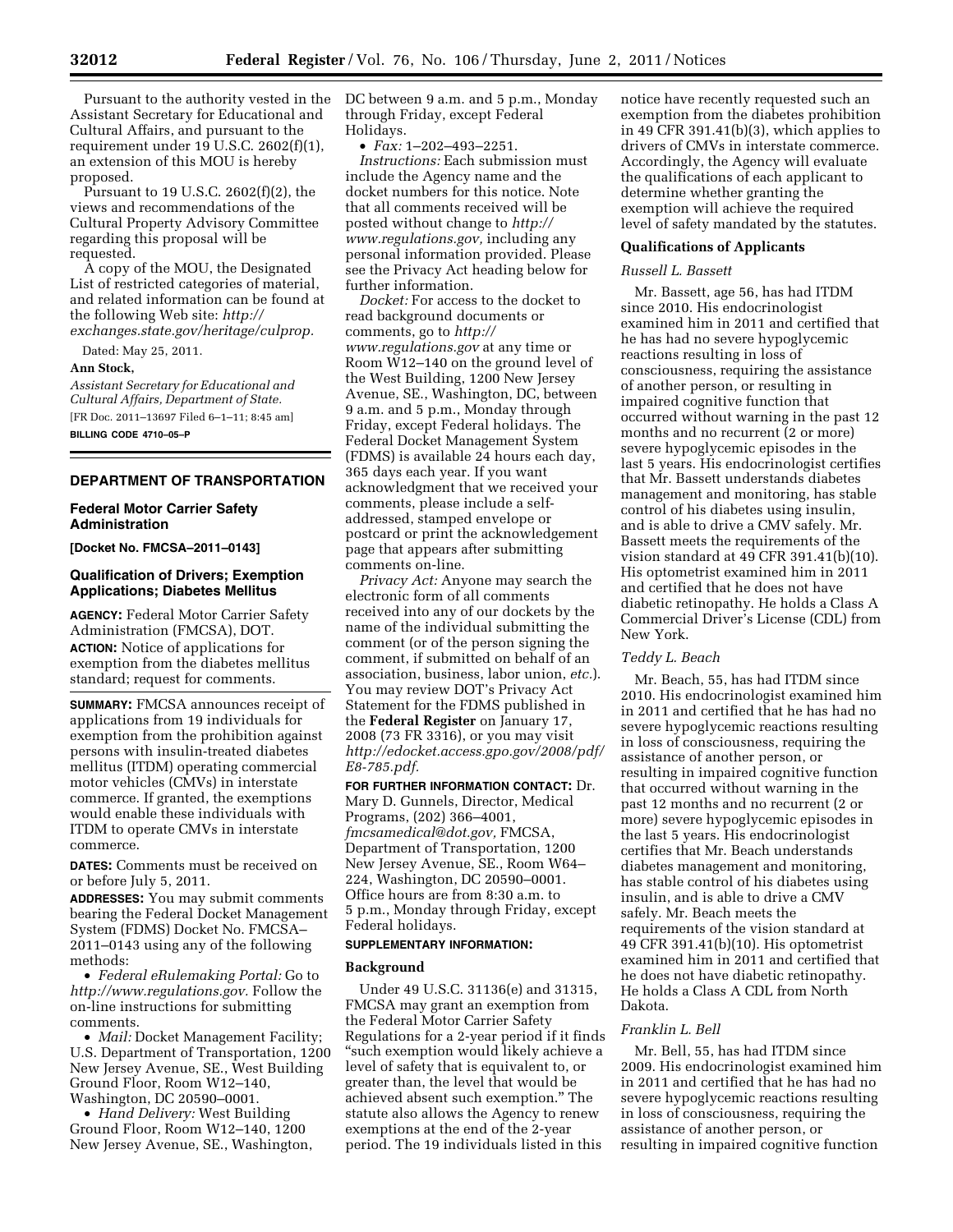Pursuant to the authority vested in the Assistant Secretary for Educational and Cultural Affairs, and pursuant to the requirement under 19 U.S.C. 2602(f)(1), an extension of this MOU is hereby proposed.

Pursuant to 19 U.S.C. 2602(f)(2), the views and recommendations of the Cultural Property Advisory Committee regarding this proposal will be requested.

A copy of the MOU, the Designated List of restricted categories of material, and related information can be found at the following Web site: *http://exchanges.state.gov/heritage/culprop.*

Dated: May 25, 2011.

**Ann Stock,**

*Assistant Secretary for Educational and Cultural Affairs, Department of State.*

[FR Doc. 2011–13697 Filed 6–1–11; 8:45 am]

**BILLING CODE 4710–05–P**

## DEPARTMENT OF TRANSPORTATION

### Federal Motor Carrier Safety Administration

**[Docket No. FMCSA–2011–0143]**

### Qualification of Drivers; Exemption Applications; Diabetes Mellitus

**AGENCY:** Federal Motor Carrier Safety Administration (FMCSA), DOT.

**ACTION:** Notice of applications for exemption from the diabetes mellitus standard; request for comments.

**SUMMARY:** FMCSA announces receipt of applications from 19 individuals for exemption from the prohibition against persons with insulin-treated diabetes mellitus (ITDM) operating commercial motor vehicles (CMVs) in interstate commerce. If granted, the exemptions would enable these individuals with ITDM to operate CMVs in interstate commerce.

**DATES:** Comments must be received on or before July 5, 2011.

**ADDRESSES:** You may submit comments bearing the Federal Docket Management System (FDMS) Docket No. FMCSA–2011–0143 using any of the following methods:

- *Federal eRulemaking Portal:* Go to *http://www.regulations.gov*. Follow the on-line instructions for submitting comments.
- *Mail:* Docket Management Facility; U.S. Department of Transportation, 1200 New Jersey Avenue, SE., West Building Ground Floor, Room W12–140, Washington, DC 20590–0001.
- *Hand Delivery:* West Building Ground Floor, Room W12–140, 1200 New Jersey Avenue, SE., Washington, DC between 9 a.m. and 5 p.m., Monday through Friday, except Federal Holidays.
- *Fax:* 1–202–493–2251.

*Instructions:* Each submission must include the Agency name and the docket numbers for this notice. Note that all comments received will be posted without change to *http://www.regulations.gov,* including any personal information provided. Please see the Privacy Act heading below for further information.

*Docket:* For access to the docket to read background documents or comments, go to *http://www.regulations.gov* at any time or Room W12–140 on the ground level of the West Building, 1200 New Jersey Avenue, SE., Washington, DC, between 9 a.m. and 5 p.m., Monday through Friday, except Federal holidays. The Federal Docket Management System (FDMS) is available 24 hours each day, 365 days each year. If you want acknowledgment that we received your comments, please include a self-addressed, stamped envelope or postcard or print the acknowledgement page that appears after submitting comments on-line.

*Privacy Act:* Anyone may search the electronic form of all comments received into any of our dockets by the name of the individual submitting the comment (or of the person signing the comment, if submitted on behalf of an association, business, labor union, *etc.*). You may review DOT's Privacy Act Statement for the FDMS published in the **Federal Register** on January 17, 2008 (73 FR 3316), or you may visit *http://edocket.access.gpo.gov/2008/pdf/E8-785.pdf*.

**FOR FURTHER INFORMATION CONTACT:** Dr. Mary D. Gunnels, Director, Medical Programs, (202) 366–4001, *fmcsamedical@dot.gov*, FMCSA, Department of Transportation, 1200 New Jersey Avenue, SE., Room W64–224, Washington, DC 20590–0001. Office hours are from 8:30 a.m. to 5 p.m., Monday through Friday, except Federal holidays.

**SUPPLEMENTARY INFORMATION:**

**Background**

Under 49 U.S.C. 31136(e) and 31315, FMCSA may grant an exemption from the Federal Motor Carrier Safety Regulations for a 2-year period if it finds "such exemption would likely achieve a level of safety that is equivalent to, or greater than, the level that would be achieved absent such exemption." The statute also allows the Agency to renew exemptions at the end of the 2-year period. The 19 individuals listed in this notice have recently requested such an exemption from the diabetes prohibition in 49 CFR 391.41(b)(3), which applies to drivers of CMVs in interstate commerce. Accordingly, the Agency will evaluate the qualifications of each applicant to determine whether granting the exemption will achieve the required level of safety mandated by the statutes.

**Qualifications of Applicants**

*Russell L. Bassett*

Mr. Bassett, age 56, has had ITDM since 2010. His endocrinologist examined him in 2011 and certified that he has had no severe hypoglycemic reactions resulting in loss of consciousness, requiring the assistance of another person, or resulting in impaired cognitive function that occurred without warning in the past 12 months and no recurrent (2 or more) severe hypoglycemic episodes in the last 5 years. His endocrinologist certifies that Mr. Bassett understands diabetes management and monitoring, has stable control of his diabetes using insulin, and is able to drive a CMV safely. Mr. Bassett meets the requirements of the vision standard at 49 CFR 391.41(b)(10). His optometrist examined him in 2011 and certified that he does not have diabetic retinopathy. He holds a Class A Commercial Driver's License (CDL) from New York.

*Teddy L. Beach*

Mr. Beach, 55, has had ITDM since 2010. His endocrinologist examined him in 2011 and certified that he has had no severe hypoglycemic reactions resulting in loss of consciousness, requiring the assistance of another person, or resulting in impaired cognitive function that occurred without warning in the past 12 months and no recurrent (2 or more) severe hypoglycemic episodes in the last 5 years. His endocrinologist certifies that Mr. Beach understands diabetes management and monitoring, has stable control of his diabetes using insulin, and is able to drive a CMV safely. Mr. Beach meets the requirements of the vision standard at 49 CFR 391.41(b)(10). His optometrist examined him in 2011 and certified that he does not have diabetic retinopathy. He holds a Class A CDL from North Dakota.

*Franklin L. Bell*

Mr. Bell, 55, has had ITDM since 2009. His endocrinologist examined him in 2011 and certified that he has had no severe hypoglycemic reactions resulting in loss of consciousness, requiring the assistance of another person, or resulting in impaired cognitive function